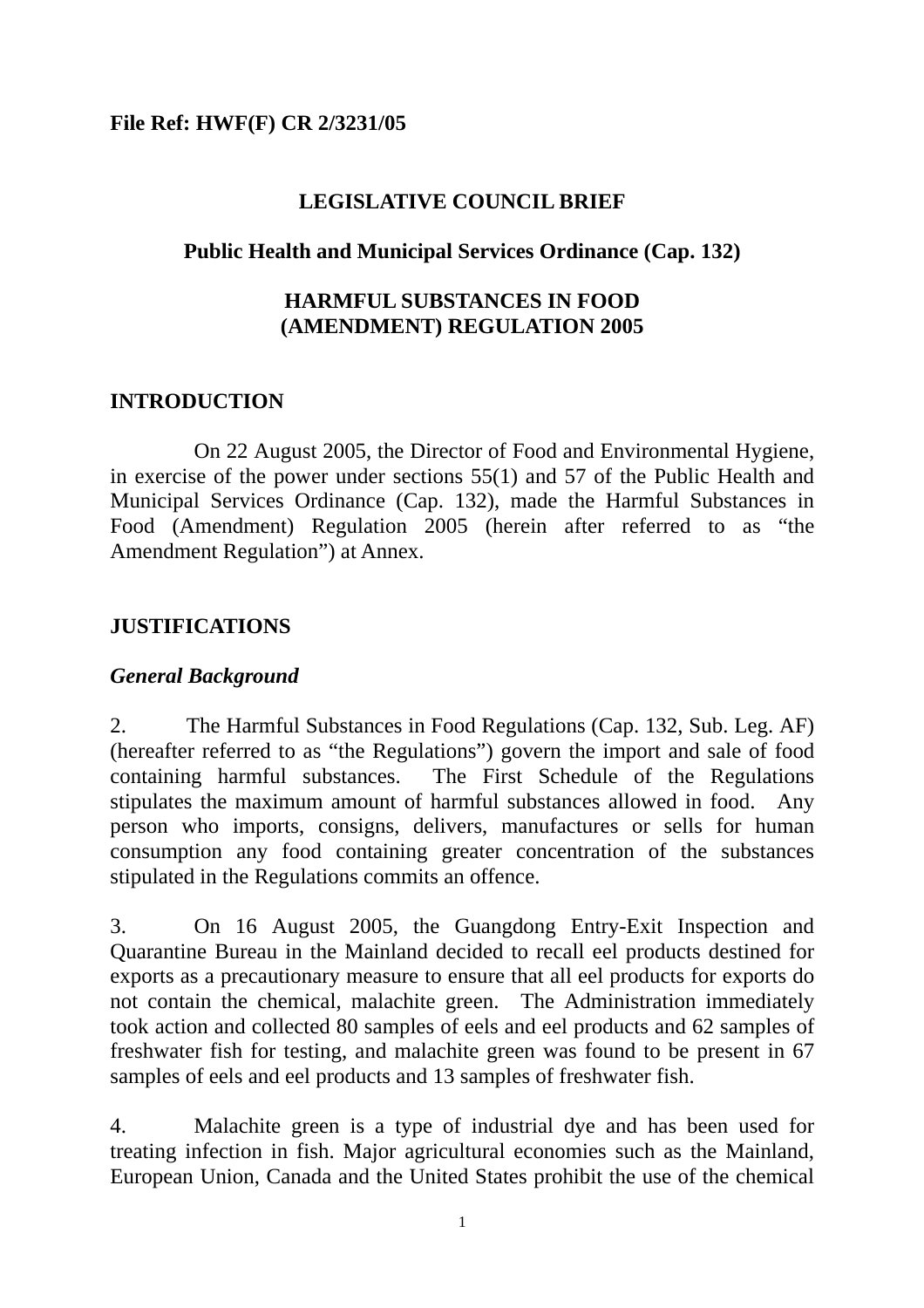**File Ref: HWF(F) CR 2/3231/05**

# LEGISLATIVE COUNCIL BRIEF

## Public Health and Municipal Services Ordinance (Cap. 132)

## HARMFUL SUBSTANCES IN FOOD (AMENDMENT) REGULATION 2005

### INTRODUCTION

On 22 August 2005, the Director of Food and Environmental Hygiene, in exercise of the power under sections 55(1) and 57 of the Public Health and Municipal Services Ordinance (Cap. 132), made the Harmful Substances in Food (Amendment) Regulation 2005 (herein after referred to as "the Amendment Regulation") at Annex.

### JUSTIFICATIONS

#### *General Background*

2. The Harmful Substances in Food Regulations (Cap. 132, Sub. Leg. AF) (hereafter referred to as "the Regulations") govern the import and sale of food containing harmful substances. The First Schedule of the Regulations stipulates the maximum amount of harmful substances allowed in food. Any person who imports, consigns, delivers, manufactures or sells for human consumption any food containing greater concentration of the substances stipulated in the Regulations commits an offence.

3. On 16 August 2005, the Guangdong Entry-Exit Inspection and Quarantine Bureau in the Mainland decided to recall eel products destined for exports as a precautionary measure to ensure that all eel products for exports do not contain the chemical, malachite green. The Administration immediately took action and collected 80 samples of eels and eel products and 62 samples of freshwater fish for testing, and malachite green was found to be present in 67 samples of eels and eel products and 13 samples of freshwater fish.

4. Malachite green is a type of industrial dye and has been used for treating infection in fish. Major agricultural economies such as the Mainland, European Union, Canada and the United States prohibit the use of the chemical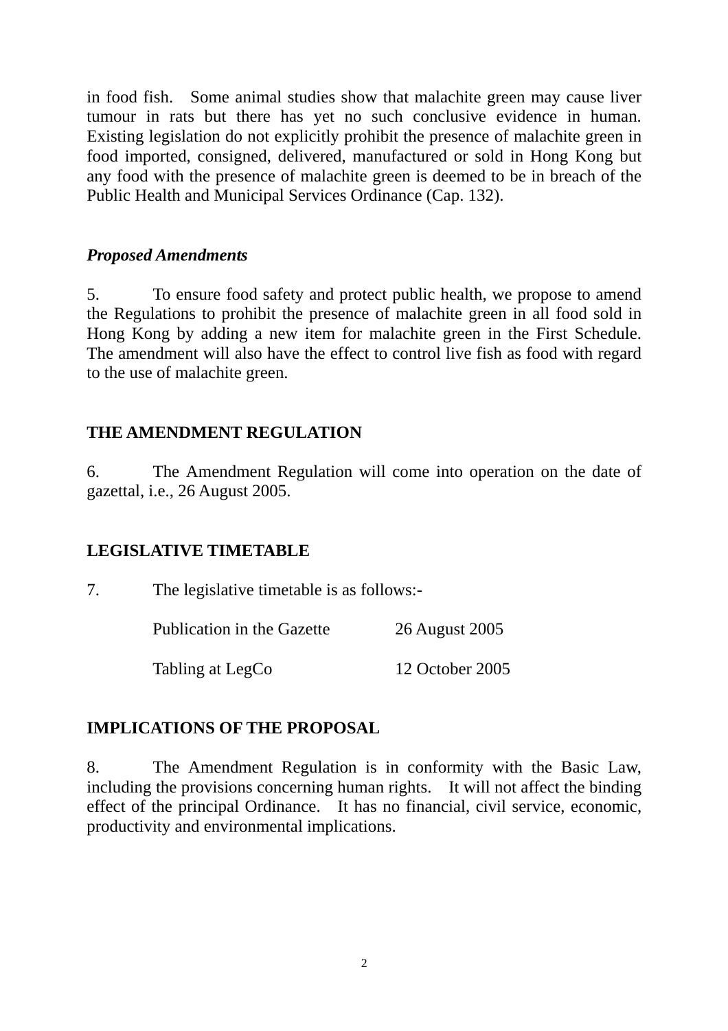in food fish. Some animal studies show that malachite green may cause liver tumour in rats but there has yet no such conclusive evidence in human. Existing legislation do not explicitly prohibit the presence of malachite green in food imported, consigned, delivered, manufactured or sold in Hong Kong but any food with the presence of malachite green is deemed to be in breach of the Public Health and Municipal Services Ordinance (Cap. 132).

***Proposed Amendments***

5. To ensure food safety and protect public health, we propose to amend the Regulations to prohibit the presence of malachite green in all food sold in Hong Kong by adding a new item for malachite green in the First Schedule. The amendment will also have the effect to control live fish as food with regard to the use of malachite green.

## THE AMENDMENT REGULATION

6. The Amendment Regulation will come into operation on the date of gazettal, i.e., 26 August 2005.

## LEGISLATIVE TIMETABLE

7. The legislative timetable is as follows:-

| | |
|---|---|
| Publication in the Gazette | 26 August 2005 |
| Tabling at LegCo | 12 October 2005 |

## IMPLICATIONS OF THE PROPOSAL

8. The Amendment Regulation is in conformity with the Basic Law, including the provisions concerning human rights. It will not affect the binding effect of the principal Ordinance. It has no financial, civil service, economic, productivity and environmental implications.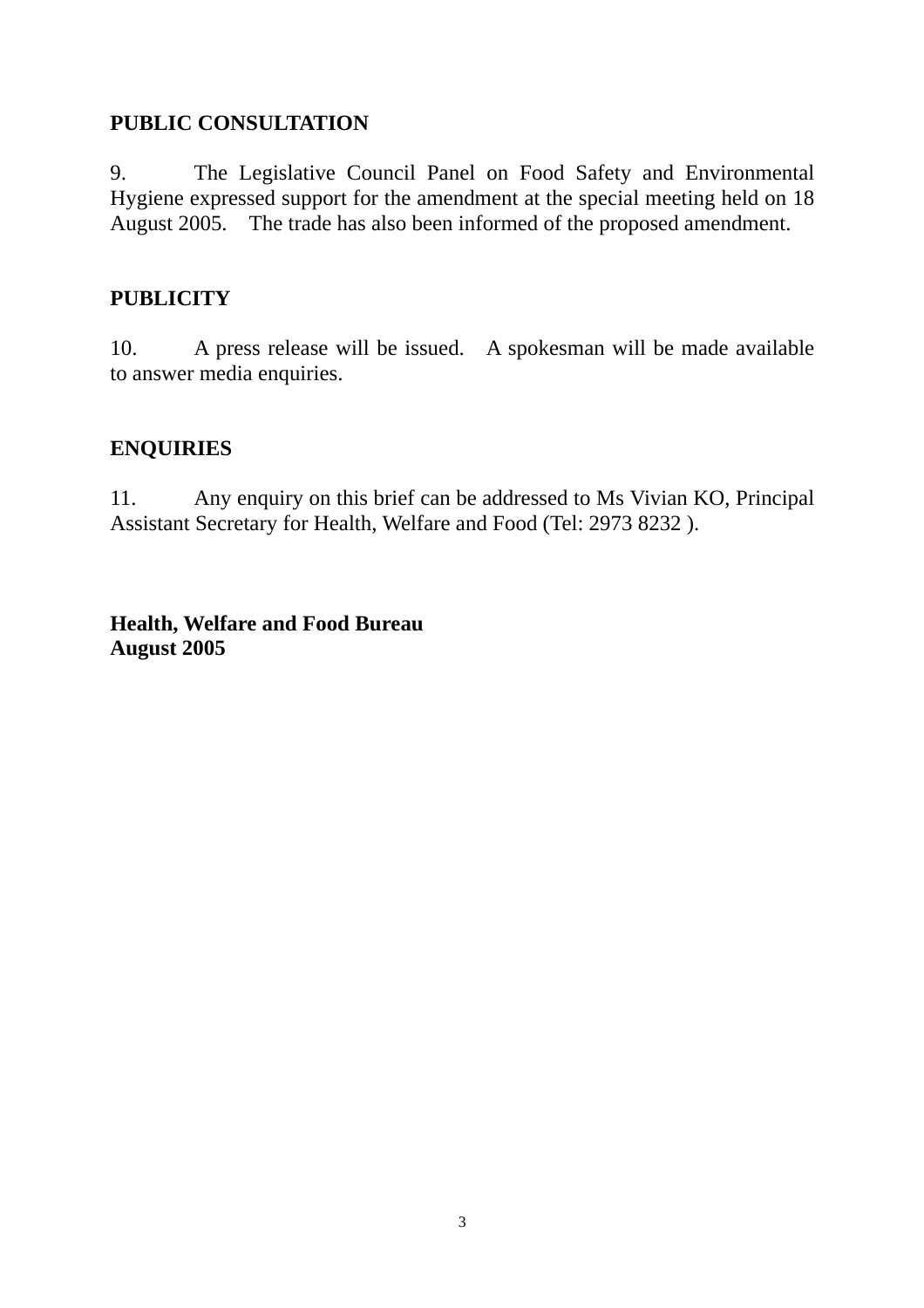## PUBLIC CONSULTATION

9. The Legislative Council Panel on Food Safety and Environmental Hygiene expressed support for the amendment at the special meeting held on 18 August 2005. The trade has also been informed of the proposed amendment.

## PUBLICITY

10. A press release will be issued. A spokesman will be made available to answer media enquiries.

## ENQUIRIES

11. Any enquiry on this brief can be addressed to Ms Vivian KO, Principal Assistant Secretary for Health, Welfare and Food (Tel: 2973 8232 ).

**Health, Welfare and Food Bureau**
**August 2005**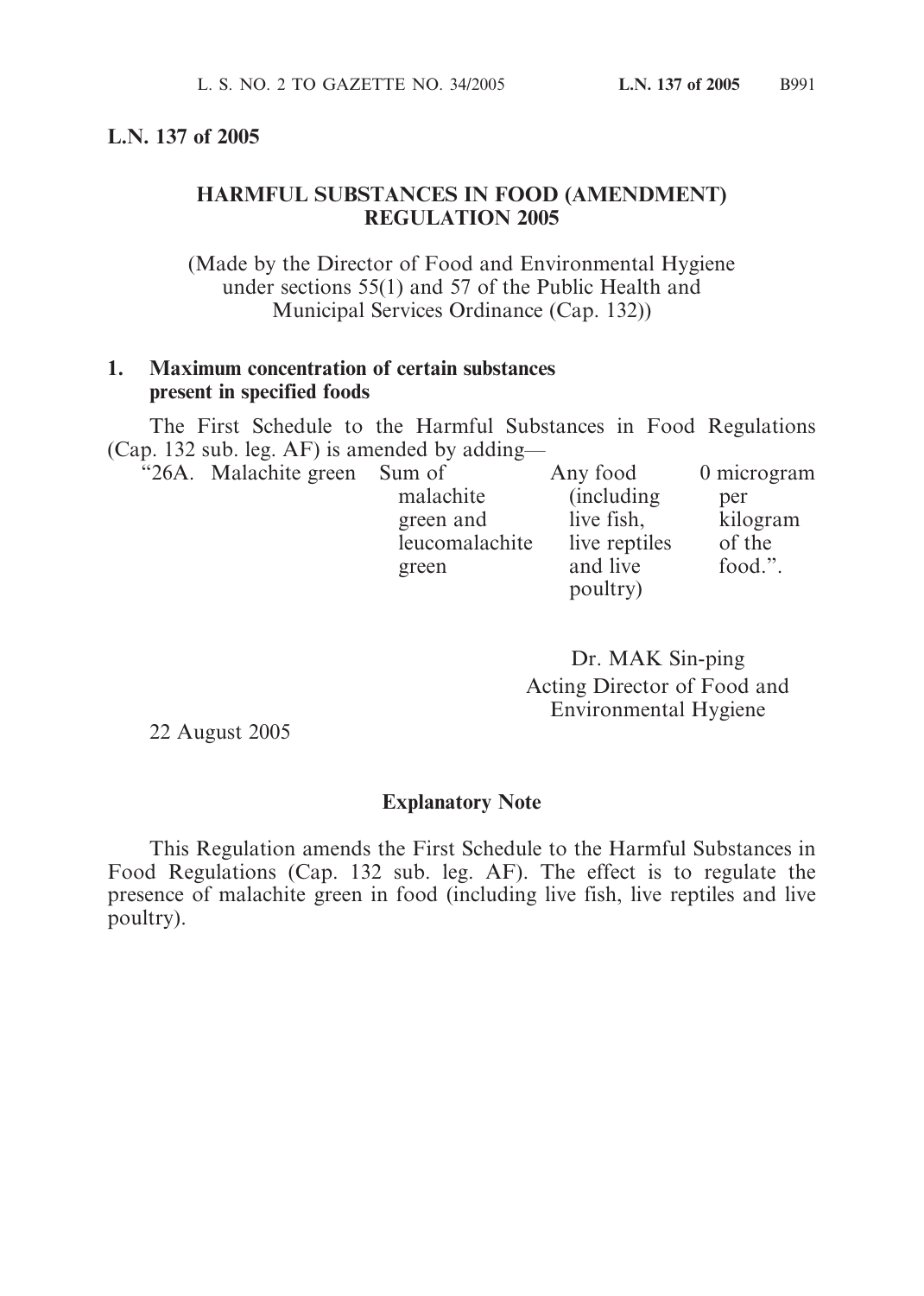## L.N. 137 of 2005

## HARMFUL SUBSTANCES IN FOOD (AMENDMENT) REGULATION 2005

(Made by the Director of Food and Environmental Hygiene under sections 55(1) and 57 of the Public Health and Municipal Services Ordinance (Cap. 132))

### 1. Maximum concentration of certain substances present in specified foods

The First Schedule to the Harmful Substances in Food Regulations (Cap. 132 sub. leg. AF) is amended by adding—

| | | | |
|---|---|---|---|
| "26A. Malachite green | Sum of malachite green and leucomalachite green | Any food (including live fish, live reptiles and live poultry) | 0 microgram per kilogram of the food.". |

Dr. MAK Sin-ping
Acting Director of Food and Environmental Hygiene

22 August 2005

### Explanatory Note

This Regulation amends the First Schedule to the Harmful Substances in Food Regulations (Cap. 132 sub. leg. AF). The effect is to regulate the presence of malachite green in food (including live fish, live reptiles and live poultry).